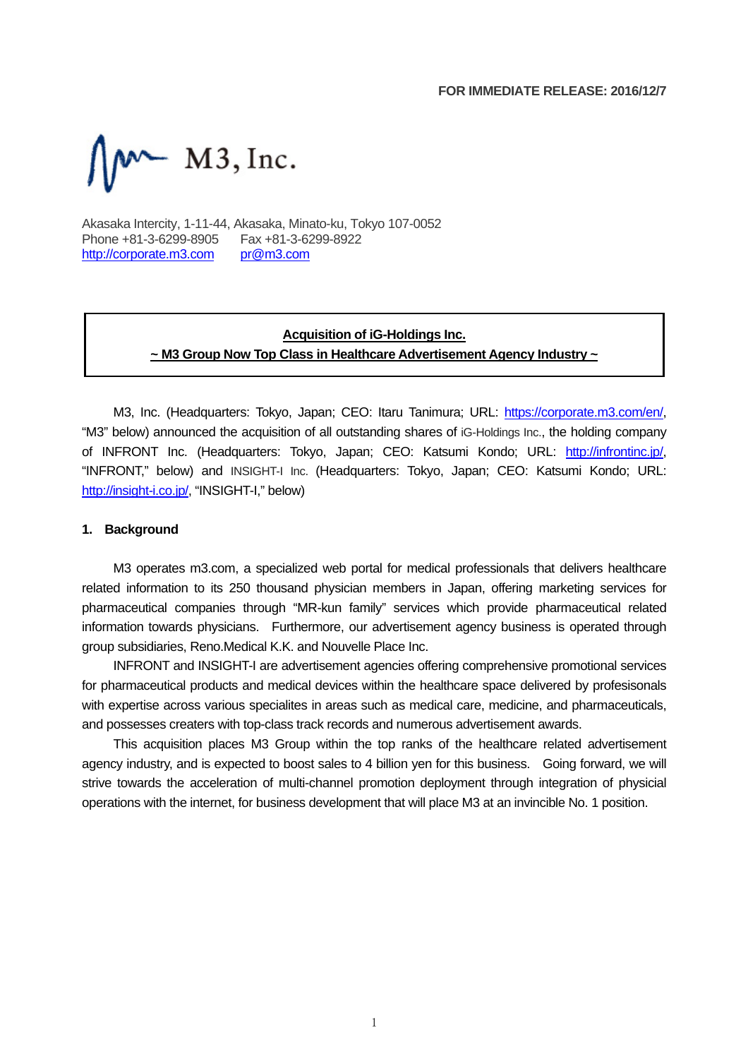FOR IMMEDIATE RELEASE: 2016/12/7

M3, Inc.

Akasaka Intercity, 1-11-44, Akasaka, Minato-ku, Tokyo 107-0052
Phone +81-3-6299-8905　Fax +81-3-6299-8922
http://corporate.m3.com　pr@m3.com

**Acquisition of iG-Holdings Inc.**
**~ M3 Group Now Top Class in Healthcare Advertisement Agency Industry ~**

M3, Inc. (Headquarters: Tokyo, Japan; CEO: Itaru Tanimura; URL: https://corporate.m3.com/en/, "M3" below) announced the acquisition of all outstanding shares of iG-Holdings Inc., the holding company of INFRONT Inc. (Headquarters: Tokyo, Japan; CEO: Katsumi Kondo; URL: http://infrontinc.jp/, "INFRONT," below) and INSIGHT-I Inc. (Headquarters: Tokyo, Japan; CEO: Katsumi Kondo; URL: http://insight-i.co.jp/, "INSIGHT-I," below)

## 1. Background

M3 operates m3.com, a specialized web portal for medical professionals that delivers healthcare related information to its 250 thousand physician members in Japan, offering marketing services for pharmaceutical companies through "MR-kun family" services which provide pharmaceutical related information towards physicians. Furthermore, our advertisement agency business is operated through group subsidiaries, Reno.Medical K.K. and Nouvelle Place Inc.

INFRONT and INSIGHT-I are advertisement agencies offering comprehensive promotional services for pharmaceutical products and medical devices within the healthcare space delivered by profesisonals with expertise across various specialites in areas such as medical care, medicine, and pharmaceuticals, and possesses creaters with top-class track records and numerous advertisement awards.

This acquisition places M3 Group within the top ranks of the healthcare related advertisement agency industry, and is expected to boost sales to 4 billion yen for this business. Going forward, we will strive towards the acceleration of multi-channel promotion deployment through integration of physicial operations with the internet, for business development that will place M3 at an invincible No. 1 position.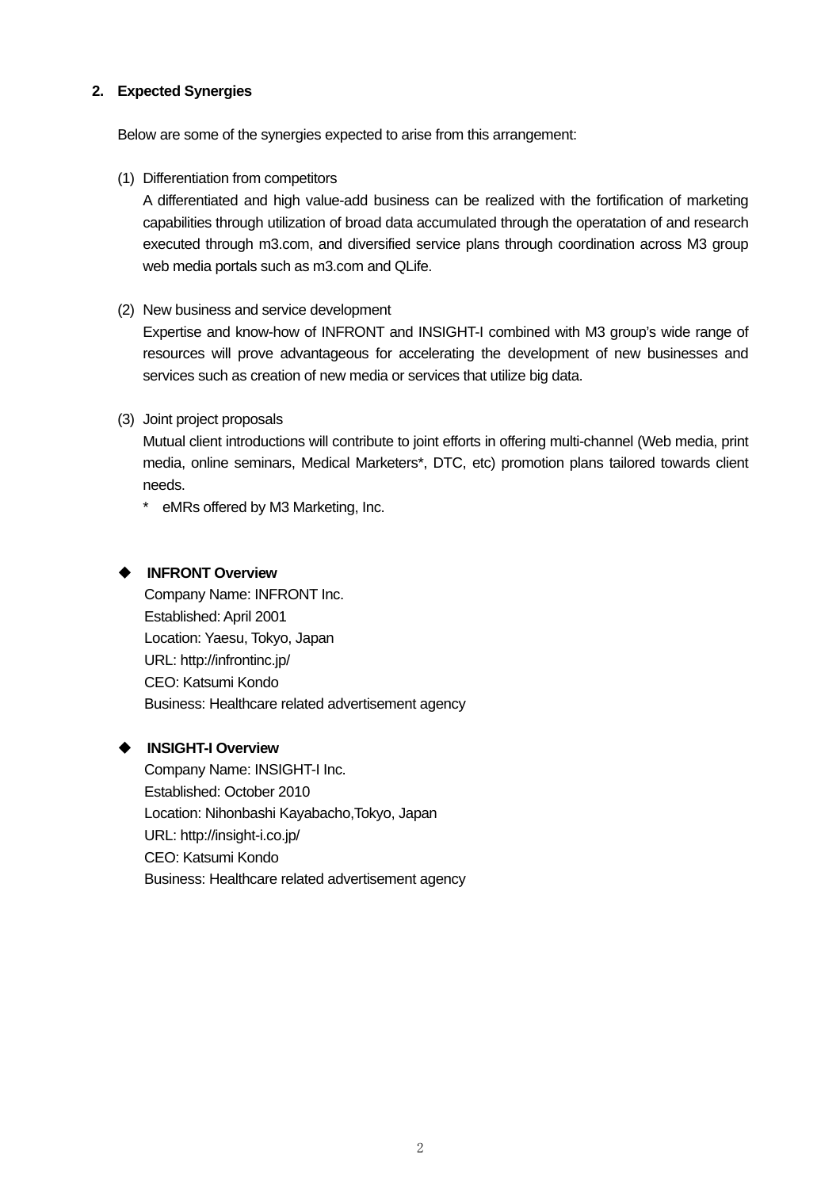## 2. Expected Synergies

Below are some of the synergies expected to arise from this arrangement:

(1) Differentiation from competitors

A differentiated and high value-add business can be realized with the fortification of marketing capabilities through utilization of broad data accumulated through the operatation of and research executed through m3.com, and diversified service plans through coordination across M3 group web media portals such as m3.com and QLife.

(2) New business and service development

Expertise and know-how of INFRONT and INSIGHT-I combined with M3 group's wide range of resources will prove advantageous for accelerating the development of new businesses and services such as creation of new media or services that utilize big data.

(3) Joint project proposals

Mutual client introductions will contribute to joint efforts in offering multi-channel (Web media, print media, online seminars, Medical Marketers*, DTC, etc) promotion plans tailored towards client needs.

\* eMRs offered by M3 Marketing, Inc.

◆ **INFRONT Overview**

Company Name: INFRONT Inc.
Established: April 2001
Location: Yaesu, Tokyo, Japan
URL: http://infrontinc.jp/
CEO: Katsumi Kondo
Business: Healthcare related advertisement agency

◆ **INSIGHT-I Overview**

Company Name: INSIGHT-I Inc.
Established: October 2010
Location: Nihonbashi Kayabacho,Tokyo, Japan
URL: http://insight-i.co.jp/
CEO: Katsumi Kondo
Business: Healthcare related advertisement agency